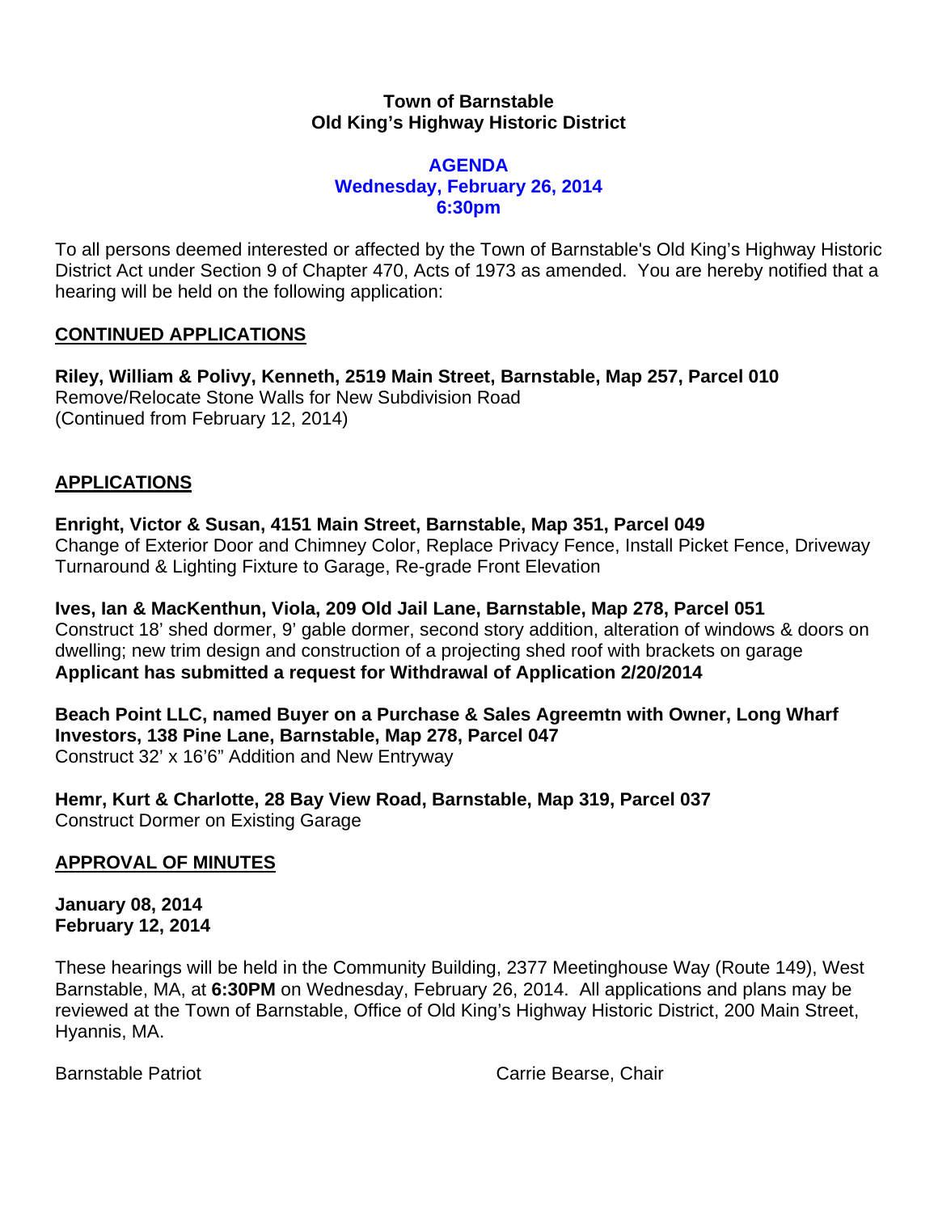**Town of Barnstable**
**Old King's Highway Historic District**

**AGENDA**
**Wednesday, February 26, 2014**
**6:30pm**

To all persons deemed interested or affected by the Town of Barnstable's Old King's Highway Historic District Act under Section 9 of Chapter 470, Acts of 1973 as amended. You are hereby notified that a hearing will be held on the following application:

## CONTINUED APPLICATIONS

**Riley, William & Polivy, Kenneth, 2519 Main Street, Barnstable, Map 257, Parcel 010**
Remove/Relocate Stone Walls for New Subdivision Road
(Continued from February 12, 2014)

## APPLICATIONS

**Enright, Victor & Susan, 4151 Main Street, Barnstable, Map 351, Parcel 049**
Change of Exterior Door and Chimney Color, Replace Privacy Fence, Install Picket Fence, Driveway Turnaround & Lighting Fixture to Garage, Re-grade Front Elevation

**Ives, Ian & MacKenthun, Viola, 209 Old Jail Lane, Barnstable, Map 278, Parcel 051**
Construct 18' shed dormer, 9' gable dormer, second story addition, alteration of windows & doors on dwelling; new trim design and construction of a projecting shed roof with brackets on garage
**Applicant has submitted a request for Withdrawal of Application 2/20/2014**

**Beach Point LLC, named Buyer on a Purchase & Sales Agreemtn with Owner, Long Wharf Investors, 138 Pine Lane, Barnstable, Map 278, Parcel 047**
Construct 32' x 16'6" Addition and New Entryway

**Hemr, Kurt & Charlotte, 28 Bay View Road, Barnstable, Map 319, Parcel 037**
Construct Dormer on Existing Garage

## APPROVAL OF MINUTES

**January 08, 2014**
**February 12, 2014**

These hearings will be held in the Community Building, 2377 Meetinghouse Way (Route 149), West Barnstable, MA, at **6:30PM** on Wednesday, February 26, 2014. All applications and plans may be reviewed at the Town of Barnstable, Office of Old King's Highway Historic District, 200 Main Street, Hyannis, MA.

Barnstable Patriot

Carrie Bearse, Chair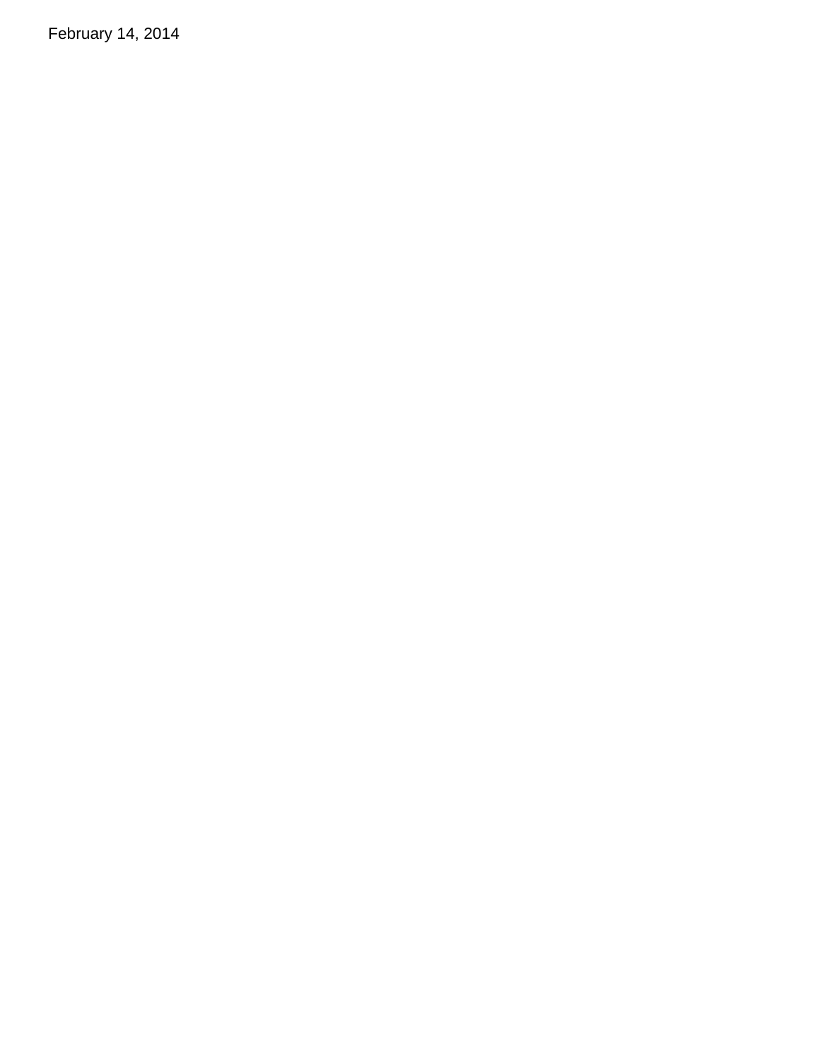February 14, 2014